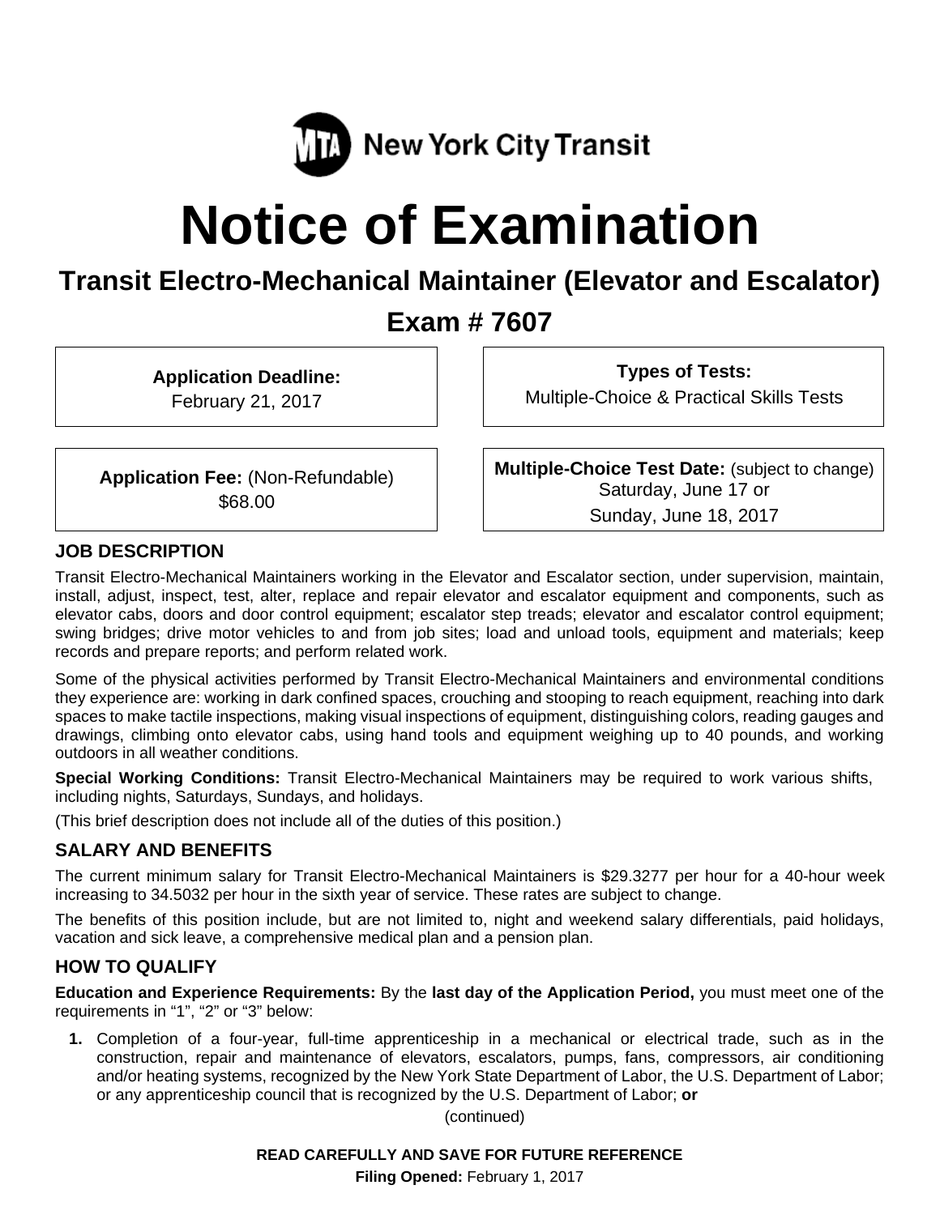MTA New York City Transit

# Notice of Examination

## Transit Electro-Mechanical Maintainer (Elevator and Escalator)

## Exam # 7607

**Application Deadline:**
February 21, 2017

**Types of Tests:**
Multiple-Choice & Practical Skills Tests

**Application Fee:** (Non-Refundable)
$68.00

**Multiple-Choice Test Date:** (subject to change)
Saturday, June 17 or
Sunday, June 18, 2017

### JOB DESCRIPTION

Transit Electro-Mechanical Maintainers working in the Elevator and Escalator section, under supervision, maintain, install, adjust, inspect, test, alter, replace and repair elevator and escalator equipment and components, such as elevator cabs, doors and door control equipment; escalator step treads; elevator and escalator control equipment; swing bridges; drive motor vehicles to and from job sites; load and unload tools, equipment and materials; keep records and prepare reports; and perform related work.

Some of the physical activities performed by Transit Electro-Mechanical Maintainers and environmental conditions they experience are: working in dark confined spaces, crouching and stooping to reach equipment, reaching into dark spaces to make tactile inspections, making visual inspections of equipment, distinguishing colors, reading gauges and drawings, climbing onto elevator cabs, using hand tools and equipment weighing up to 40 pounds, and working outdoors in all weather conditions.

**Special Working Conditions:** Transit Electro-Mechanical Maintainers may be required to work various shifts, including nights, Saturdays, Sundays, and holidays.

(This brief description does not include all of the duties of this position.)

### SALARY AND BENEFITS

The current minimum salary for Transit Electro-Mechanical Maintainers is $29.3277 per hour for a 40-hour week increasing to 34.5032 per hour in the sixth year of service. These rates are subject to change.

The benefits of this position include, but are not limited to, night and weekend salary differentials, paid holidays, vacation and sick leave, a comprehensive medical plan and a pension plan.

### HOW TO QUALIFY

**Education and Experience Requirements:** By the **last day of the Application Period,** you must meet one of the requirements in "1", "2" or "3" below:

1. Completion of a four-year, full-time apprenticeship in a mechanical or electrical trade, such as in the construction, repair and maintenance of elevators, escalators, pumps, fans, compressors, air conditioning and/or heating systems, recognized by the New York State Department of Labor, the U.S. Department of Labor; or any apprenticeship council that is recognized by the U.S. Department of Labor; **or**

(continued)

**READ CAREFULLY AND SAVE FOR FUTURE REFERENCE**

**Filing Opened:** February 1, 2017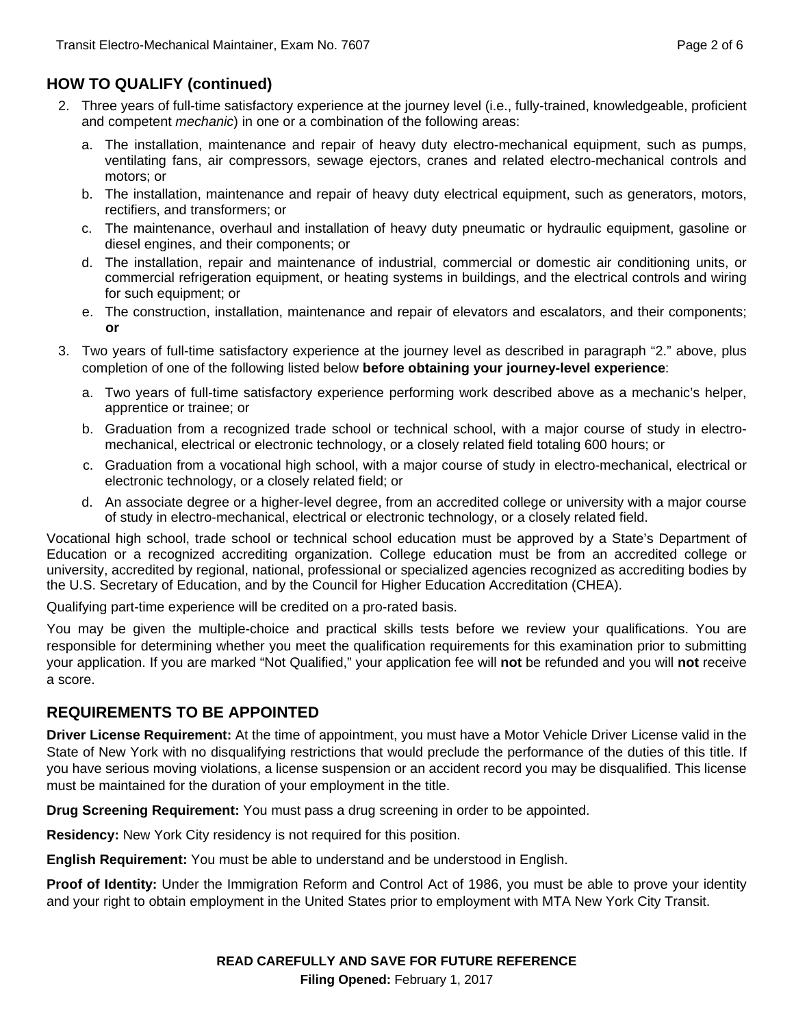## HOW TO QUALIFY (continued)

2. Three years of full-time satisfactory experience at the journey level (i.e., fully-trained, knowledgeable, proficient and competent *mechanic*) in one or a combination of the following areas:
   a. The installation, maintenance and repair of heavy duty electro-mechanical equipment, such as pumps, ventilating fans, air compressors, sewage ejectors, cranes and related electro-mechanical controls and motors; or
   b. The installation, maintenance and repair of heavy duty electrical equipment, such as generators, motors, rectifiers, and transformers; or
   c. The maintenance, overhaul and installation of heavy duty pneumatic or hydraulic equipment, gasoline or diesel engines, and their components; or
   d. The installation, repair and maintenance of industrial, commercial or domestic air conditioning units, or commercial refrigeration equipment, or heating systems in buildings, and the electrical controls and wiring for such equipment; or
   e. The construction, installation, maintenance and repair of elevators and escalators, and their components; **or**
3. Two years of full-time satisfactory experience at the journey level as described in paragraph "2." above, plus completion of one of the following listed below **before obtaining your journey-level experience**:
   a. Two years of full-time satisfactory experience performing work described above as a mechanic's helper, apprentice or trainee; or
   b. Graduation from a recognized trade school or technical school, with a major course of study in electro-mechanical, electrical or electronic technology, or a closely related field totaling 600 hours; or
   c. Graduation from a vocational high school, with a major course of study in electro-mechanical, electrical or electronic technology, or a closely related field; or
   d. An associate degree or a higher-level degree, from an accredited college or university with a major course of study in electro-mechanical, electrical or electronic technology, or a closely related field.

Vocational high school, trade school or technical school education must be approved by a State's Department of Education or a recognized accrediting organization. College education must be from an accredited college or university, accredited by regional, national, professional or specialized agencies recognized as accrediting bodies by the U.S. Secretary of Education, and by the Council for Higher Education Accreditation (CHEA).

Qualifying part-time experience will be credited on a pro-rated basis.

You may be given the multiple-choice and practical skills tests before we review your qualifications. You are responsible for determining whether you meet the qualification requirements for this examination prior to submitting your application. If you are marked "Not Qualified," your application fee will **not** be refunded and you will **not** receive a score.

## REQUIREMENTS TO BE APPOINTED

**Driver License Requirement:** At the time of appointment, you must have a Motor Vehicle Driver License valid in the State of New York with no disqualifying restrictions that would preclude the performance of the duties of this title. If you have serious moving violations, a license suspension or an accident record you may be disqualified. This license must be maintained for the duration of your employment in the title.

**Drug Screening Requirement:** You must pass a drug screening in order to be appointed.

**Residency:** New York City residency is not required for this position.

**English Requirement:** You must be able to understand and be understood in English.

**Proof of Identity:** Under the Immigration Reform and Control Act of 1986, you must be able to prove your identity and your right to obtain employment in the United States prior to employment with MTA New York City Transit.

**READ CAREFULLY AND SAVE FOR FUTURE REFERENCE**

**Filing Opened:** February 1, 2017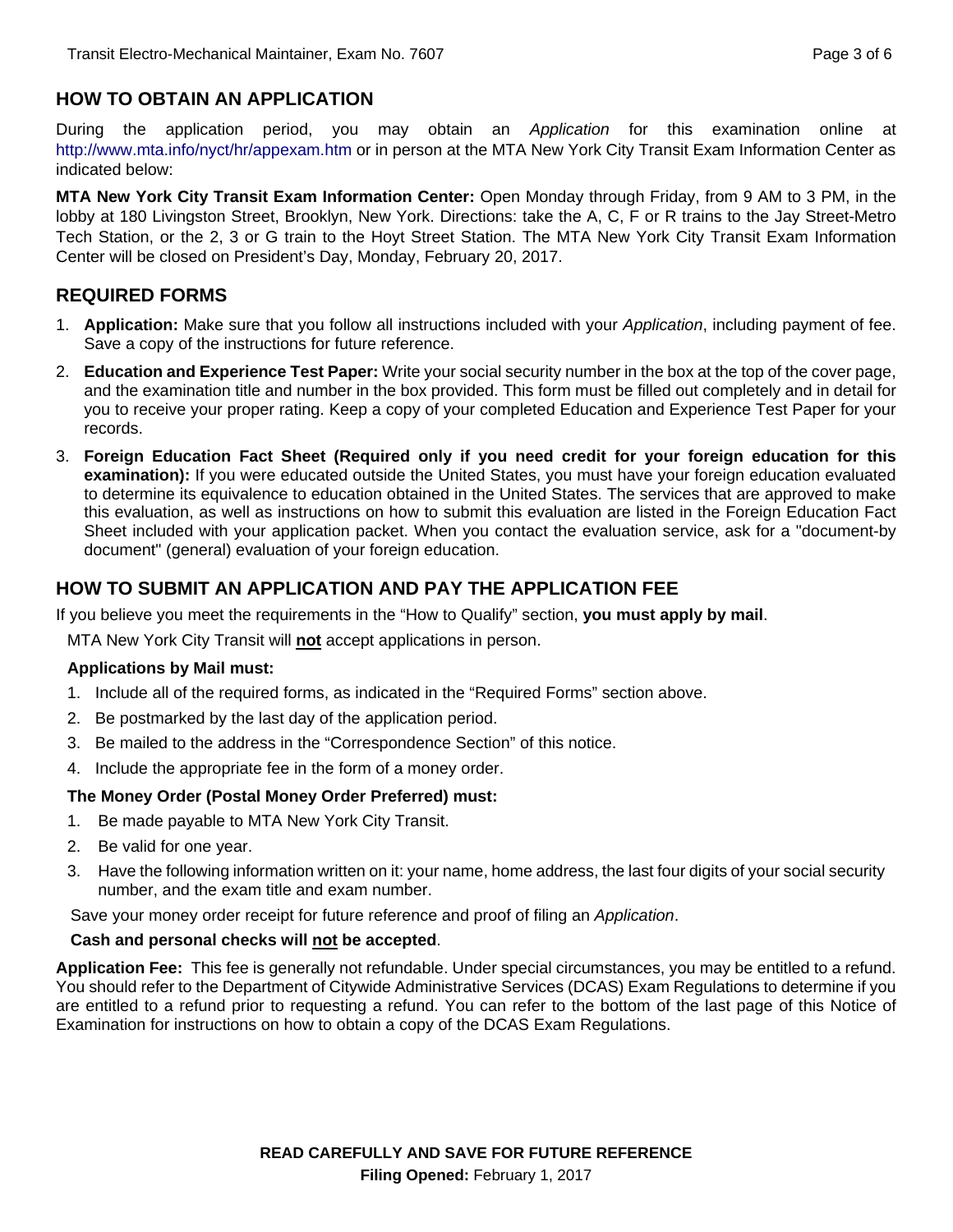## HOW TO OBTAIN AN APPLICATION

During the application period, you may obtain an *Application* for this examination online at http://www.mta.info/nyct/hr/appexam.htm or in person at the MTA New York City Transit Exam Information Center as indicated below:

**MTA New York City Transit Exam Information Center:** Open Monday through Friday, from 9 AM to 3 PM, in the lobby at 180 Livingston Street, Brooklyn, New York. Directions: take the A, C, F or R trains to the Jay Street-Metro Tech Station, or the 2, 3 or G train to the Hoyt Street Station. The MTA New York City Transit Exam Information Center will be closed on President's Day, Monday, February 20, 2017.

## REQUIRED FORMS

1. **Application:** Make sure that you follow all instructions included with your *Application*, including payment of fee. Save a copy of the instructions for future reference.
2. **Education and Experience Test Paper:** Write your social security number in the box at the top of the cover page, and the examination title and number in the box provided. This form must be filled out completely and in detail for you to receive your proper rating. Keep a copy of your completed Education and Experience Test Paper for your records.
3. **Foreign Education Fact Sheet (Required only if you need credit for your foreign education for this examination):** If you were educated outside the United States, you must have your foreign education evaluated to determine its equivalence to education obtained in the United States. The services that are approved to make this evaluation, as well as instructions on how to submit this evaluation are listed in the Foreign Education Fact Sheet included with your application packet. When you contact the evaluation service, ask for a "document-by document" (general) evaluation of your foreign education.

## HOW TO SUBMIT AN APPLICATION AND PAY THE APPLICATION FEE

If you believe you meet the requirements in the "How to Qualify" section, **you must apply by mail**.

MTA New York City Transit will **not** accept applications in person.

**Applications by Mail must:**

1. Include all of the required forms, as indicated in the "Required Forms" section above.
2. Be postmarked by the last day of the application period.
3. Be mailed to the address in the "Correspondence Section" of this notice.
4. Include the appropriate fee in the form of a money order.

**The Money Order (Postal Money Order Preferred) must:**

1. Be made payable to MTA New York City Transit.
2. Be valid for one year.
3. Have the following information written on it: your name, home address, the last four digits of your social security number, and the exam title and exam number.

Save your money order receipt for future reference and proof of filing an *Application*.

**Cash and personal checks will not be accepted**.

**Application Fee:** This fee is generally not refundable. Under special circumstances, you may be entitled to a refund. You should refer to the Department of Citywide Administrative Services (DCAS) Exam Regulations to determine if you are entitled to a refund prior to requesting a refund. You can refer to the bottom of the last page of this Notice of Examination for instructions on how to obtain a copy of the DCAS Exam Regulations.

**READ CAREFULLY AND SAVE FOR FUTURE REFERENCE**

**Filing Opened:** February 1, 2017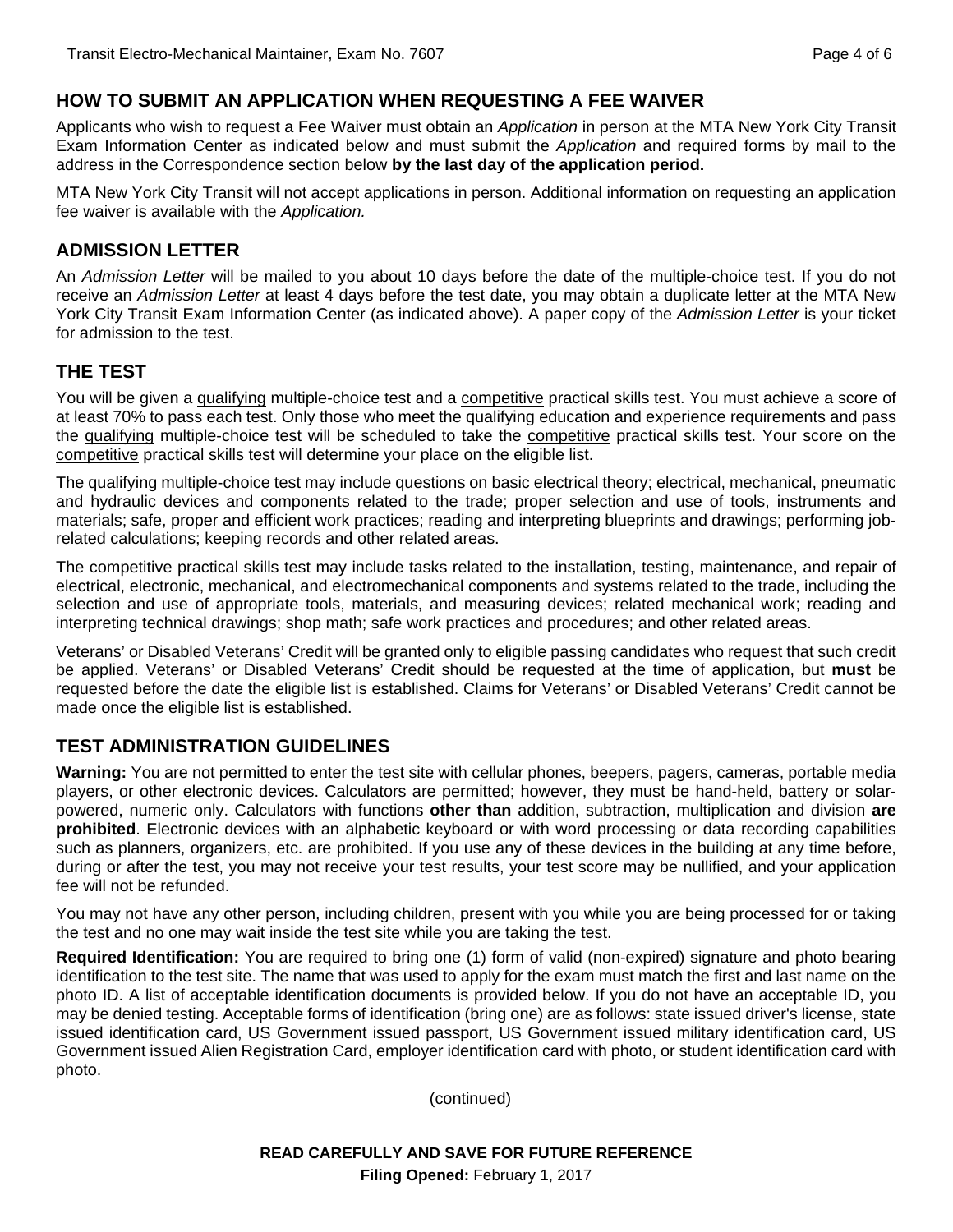## HOW TO SUBMIT AN APPLICATION WHEN REQUESTING A FEE WAIVER

Applicants who wish to request a Fee Waiver must obtain an *Application* in person at the MTA New York City Transit Exam Information Center as indicated below and must submit the *Application* and required forms by mail to the address in the Correspondence section below **by the last day of the application period.**

MTA New York City Transit will not accept applications in person. Additional information on requesting an application fee waiver is available with the *Application.*

## ADMISSION LETTER

An *Admission Letter* will be mailed to you about 10 days before the date of the multiple-choice test. If you do not receive an *Admission Letter* at least 4 days before the test date, you may obtain a duplicate letter at the MTA New York City Transit Exam Information Center (as indicated above). A paper copy of the *Admission Letter* is your ticket for admission to the test.

## THE TEST

You will be given a qualifying multiple-choice test and a competitive practical skills test. You must achieve a score of at least 70% to pass each test. Only those who meet the qualifying education and experience requirements and pass the qualifying multiple-choice test will be scheduled to take the competitive practical skills test. Your score on the competitive practical skills test will determine your place on the eligible list.

The qualifying multiple-choice test may include questions on basic electrical theory; electrical, mechanical, pneumatic and hydraulic devices and components related to the trade; proper selection and use of tools, instruments and materials; safe, proper and efficient work practices; reading and interpreting blueprints and drawings; performing job-related calculations; keeping records and other related areas.

The competitive practical skills test may include tasks related to the installation, testing, maintenance, and repair of electrical, electronic, mechanical, and electromechanical components and systems related to the trade, including the selection and use of appropriate tools, materials, and measuring devices; related mechanical work; reading and interpreting technical drawings; shop math; safe work practices and procedures; and other related areas.

Veterans' or Disabled Veterans' Credit will be granted only to eligible passing candidates who request that such credit be applied. Veterans' or Disabled Veterans' Credit should be requested at the time of application, but **must** be requested before the date the eligible list is established. Claims for Veterans' or Disabled Veterans' Credit cannot be made once the eligible list is established.

## TEST ADMINISTRATION GUIDELINES

**Warning:** You are not permitted to enter the test site with cellular phones, beepers, pagers, cameras, portable media players, or other electronic devices. Calculators are permitted; however, they must be hand-held, battery or solar-powered, numeric only. Calculators with functions **other than** addition, subtraction, multiplication and division **are prohibited**. Electronic devices with an alphabetic keyboard or with word processing or data recording capabilities such as planners, organizers, etc. are prohibited. If you use any of these devices in the building at any time before, during or after the test, you may not receive your test results, your test score may be nullified, and your application fee will not be refunded.

You may not have any other person, including children, present with you while you are being processed for or taking the test and no one may wait inside the test site while you are taking the test.

**Required Identification:** You are required to bring one (1) form of valid (non-expired) signature and photo bearing identification to the test site. The name that was used to apply for the exam must match the first and last name on the photo ID. A list of acceptable identification documents is provided below. If you do not have an acceptable ID, you may be denied testing. Acceptable forms of identification (bring one) are as follows: state issued driver's license, state issued identification card, US Government issued passport, US Government issued military identification card, US Government issued Alien Registration Card, employer identification card with photo, or student identification card with photo.

(continued)

**READ CAREFULLY AND SAVE FOR FUTURE REFERENCE**

**Filing Opened:** February 1, 2017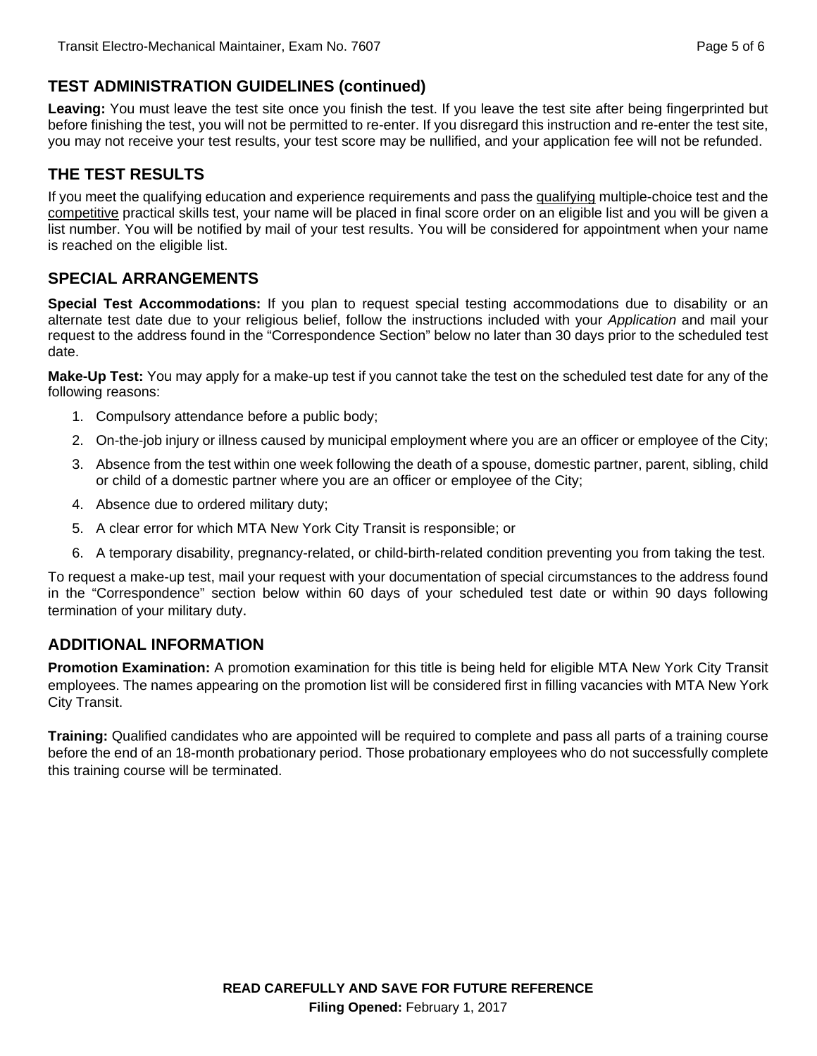## TEST ADMINISTRATION GUIDELINES (continued)

**Leaving:** You must leave the test site once you finish the test. If you leave the test site after being fingerprinted but before finishing the test, you will not be permitted to re-enter. If you disregard this instruction and re-enter the test site, you may not receive your test results, your test score may be nullified, and your application fee will not be refunded.

## THE TEST RESULTS

If you meet the qualifying education and experience requirements and pass the qualifying multiple-choice test and the competitive practical skills test, your name will be placed in final score order on an eligible list and you will be given a list number. You will be notified by mail of your test results. You will be considered for appointment when your name is reached on the eligible list.

## SPECIAL ARRANGEMENTS

**Special Test Accommodations:** If you plan to request special testing accommodations due to disability or an alternate test date due to your religious belief, follow the instructions included with your *Application* and mail your request to the address found in the "Correspondence Section" below no later than 30 days prior to the scheduled test date.

**Make-Up Test:** You may apply for a make-up test if you cannot take the test on the scheduled test date for any of the following reasons:

1. Compulsory attendance before a public body;
2. On-the-job injury or illness caused by municipal employment where you are an officer or employee of the City;
3. Absence from the test within one week following the death of a spouse, domestic partner, parent, sibling, child or child of a domestic partner where you are an officer or employee of the City;
4. Absence due to ordered military duty;
5. A clear error for which MTA New York City Transit is responsible; or
6. A temporary disability, pregnancy-related, or child-birth-related condition preventing you from taking the test.

To request a make-up test, mail your request with your documentation of special circumstances to the address found in the "Correspondence" section below within 60 days of your scheduled test date or within 90 days following termination of your military duty.

## ADDITIONAL INFORMATION

**Promotion Examination:** A promotion examination for this title is being held for eligible MTA New York City Transit employees. The names appearing on the promotion list will be considered first in filling vacancies with MTA New York City Transit.

**Training:** Qualified candidates who are appointed will be required to complete and pass all parts of a training course before the end of an 18-month probationary period. Those probationary employees who do not successfully complete this training course will be terminated.

**READ CAREFULLY AND SAVE FOR FUTURE REFERENCE**

**Filing Opened:** February 1, 2017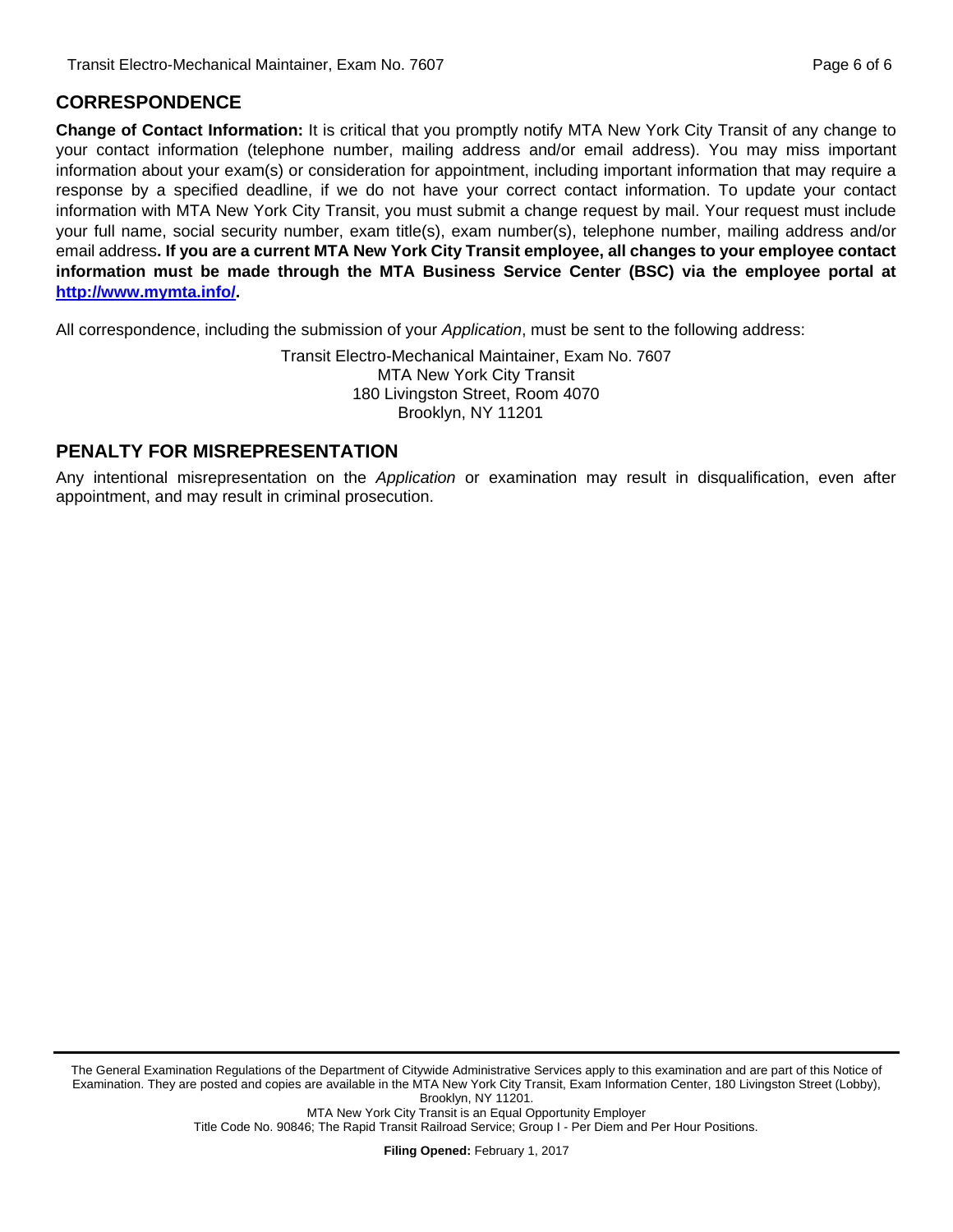## CORRESPONDENCE

**Change of Contact Information:** It is critical that you promptly notify MTA New York City Transit of any change to your contact information (telephone number, mailing address and/or email address). You may miss important information about your exam(s) or consideration for appointment, including important information that may require a response by a specified deadline, if we do not have your correct contact information. To update your contact information with MTA New York City Transit, you must submit a change request by mail. Your request must include your full name, social security number, exam title(s), exam number(s), telephone number, mailing address and/or email address**. If you are a current MTA New York City Transit employee, all changes to your employee contact information must be made through the MTA Business Service Center (BSC) via the employee portal at [http://www.mymta.info/](http://www.mymta.info/).**

All correspondence, including the submission of your *Application*, must be sent to the following address:

Transit Electro-Mechanical Maintainer, Exam No. 7607
MTA New York City Transit
180 Livingston Street, Room 4070
Brooklyn, NY 11201

## PENALTY FOR MISREPRESENTATION

Any intentional misrepresentation on the *Application* or examination may result in disqualification, even after appointment, and may result in criminal prosecution.

---

The General Examination Regulations of the Department of Citywide Administrative Services apply to this examination and are part of this Notice of Examination. They are posted and copies are available in the MTA New York City Transit, Exam Information Center, 180 Livingston Street (Lobby), Brooklyn, NY 11201.
MTA New York City Transit is an Equal Opportunity Employer
Title Code No. 90846; The Rapid Transit Railroad Service; Group I - Per Diem and Per Hour Positions.

**Filing Opened:** February 1, 2017